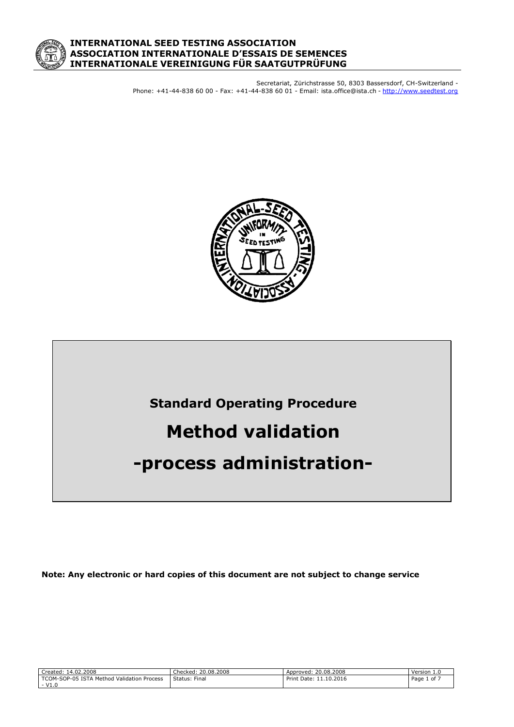**INTERNATIONAL SEED TESTING ASSOCIATION**
**ASSOCIATION INTERNATIONALE D'ESSAIS DE SEMENCES**
**INTERNATIONALE VEREINIGUNG FÜR SAATGUTPRÜFUNG**

Secretariat, Zürichstrasse 50, 8303 Bassersdorf, CH-Switzerland -
Phone: +41-44-838 60 00 - Fax: +41-44-838 60 01 - Email: ista.office@ista.ch - http://www.seedtest.org

**Standard Operating Procedure**

# Method validation

# -process administration-

**Note: Any electronic or hard copies of this document are not subject to change service**

| Created: 14.02.2008 | Checked: 20.08.2008 | Approved: 20.08.2008 | Version 1.0 |
|---|---|---|---|
| TCOM-SOP-05 ISTA Method Validation Process - V1.0 | Status: Final | Print Date: 11.10.2016 | |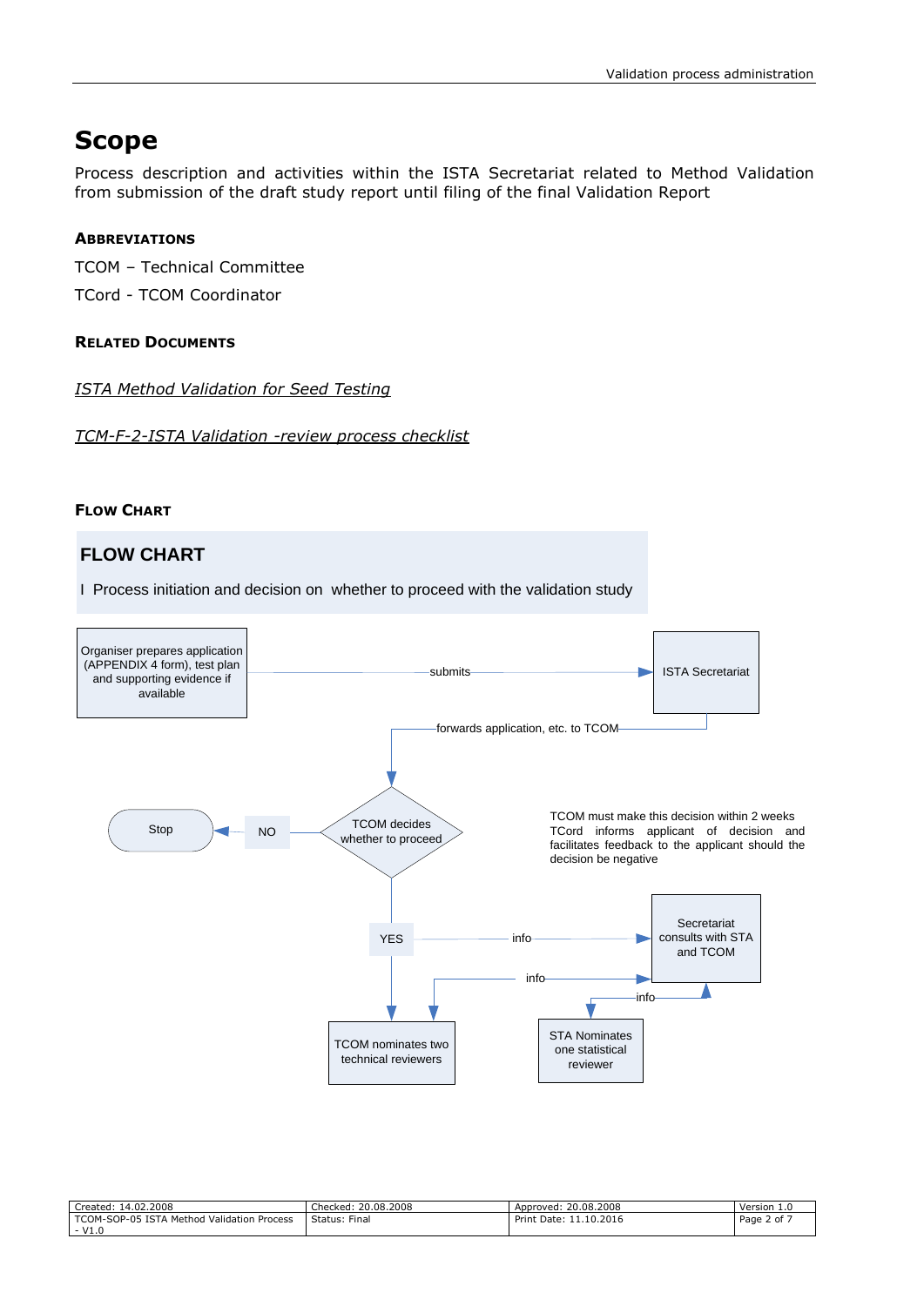# Scope

Process description and activities within the ISTA Secretariat related to Method Validation from submission of the draft study report until filing of the final Validation Report

#### Abbreviations

TCOM – Technical Committee

TCord - TCOM Coordinator

#### Related Documents

*ISTA Method Validation for Seed Testing*

*TCM-F-2-ISTA Validation -review process checklist*

#### Flow Chart

## FLOW CHART

I Process initiation and decision on whether to proceed with the validation study

Organiser prepares application (APPENDIX 4 form), test plan and supporting evidence if available

submits

ISTA Secretariat

forwards application, etc. to TCOM

TCOM decides whether to proceed

NO

Stop

TCOM must make this decision within 2 weeks TCord informs applicant of decision and facilitates feedback to the applicant should the decision be negative

YES

info

Secretariat consults with STA and TCOM

info

info

TCOM nominates two technical reviewers

STA Nominates one statistical reviewer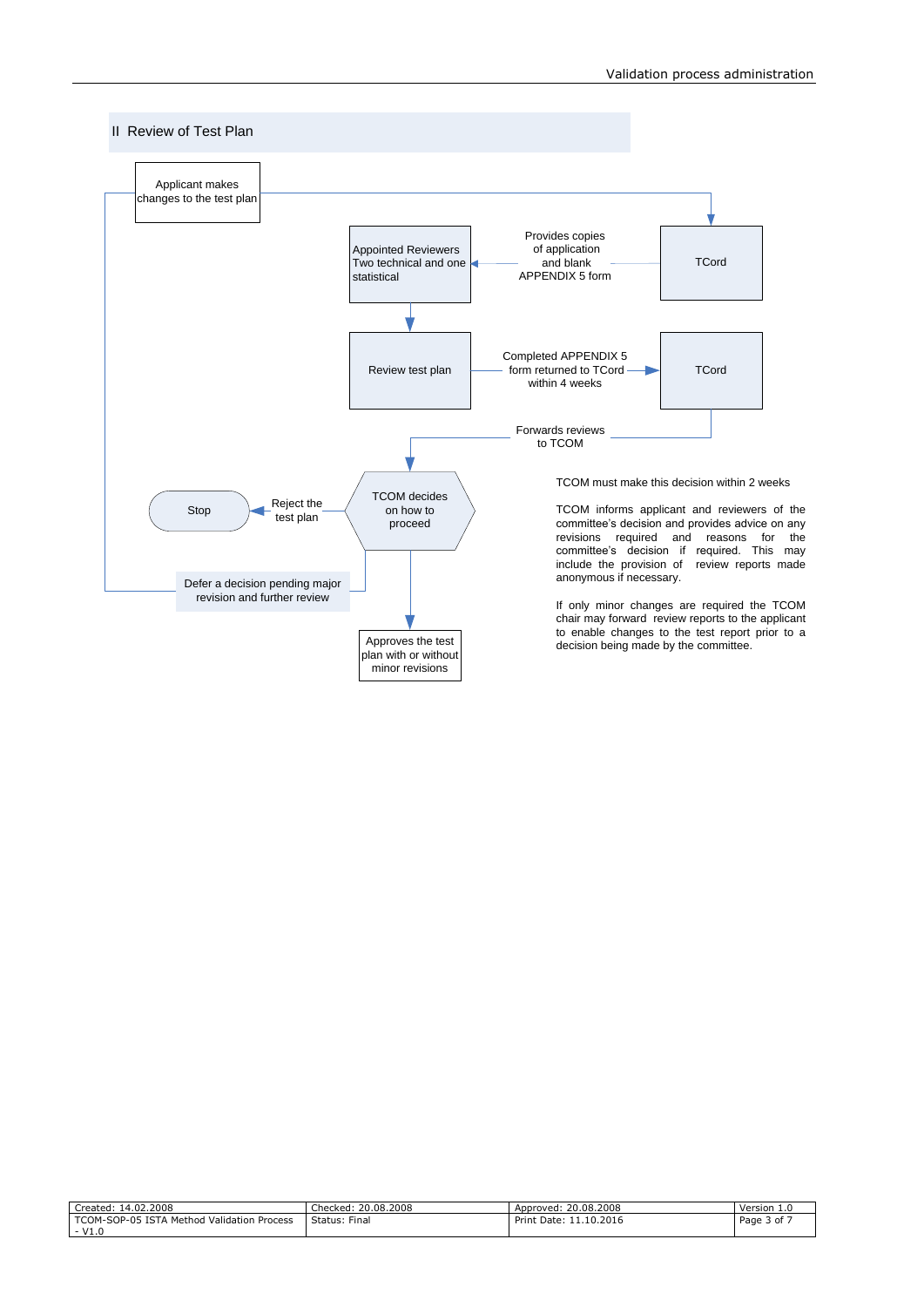## II Review of Test Plan

Applicant makes changes to the test plan

TCord

Provides copies of application and blank APPENDIX 5 form

Appointed Reviewers Two technical and one statistical

Review test plan

Completed APPENDIX 5 form returned to TCord within 4 weeks

TCord

Forwards reviews to TCOM

TCOM decides on how to proceed

Reject the test plan

Stop

Defer a decision pending major revision and further review

Approves the test plan with or without minor revisions

TCOM must make this decision within 2 weeks

TCOM informs applicant and reviewers of the committee's decision and provides advice on any revisions required and reasons for the committee's decision if required. This may include the provision of review reports made anonymous if necessary.

If only minor changes are required the TCOM chair may forward review reports to the applicant to enable changes to the test report prior to a decision being made by the committee.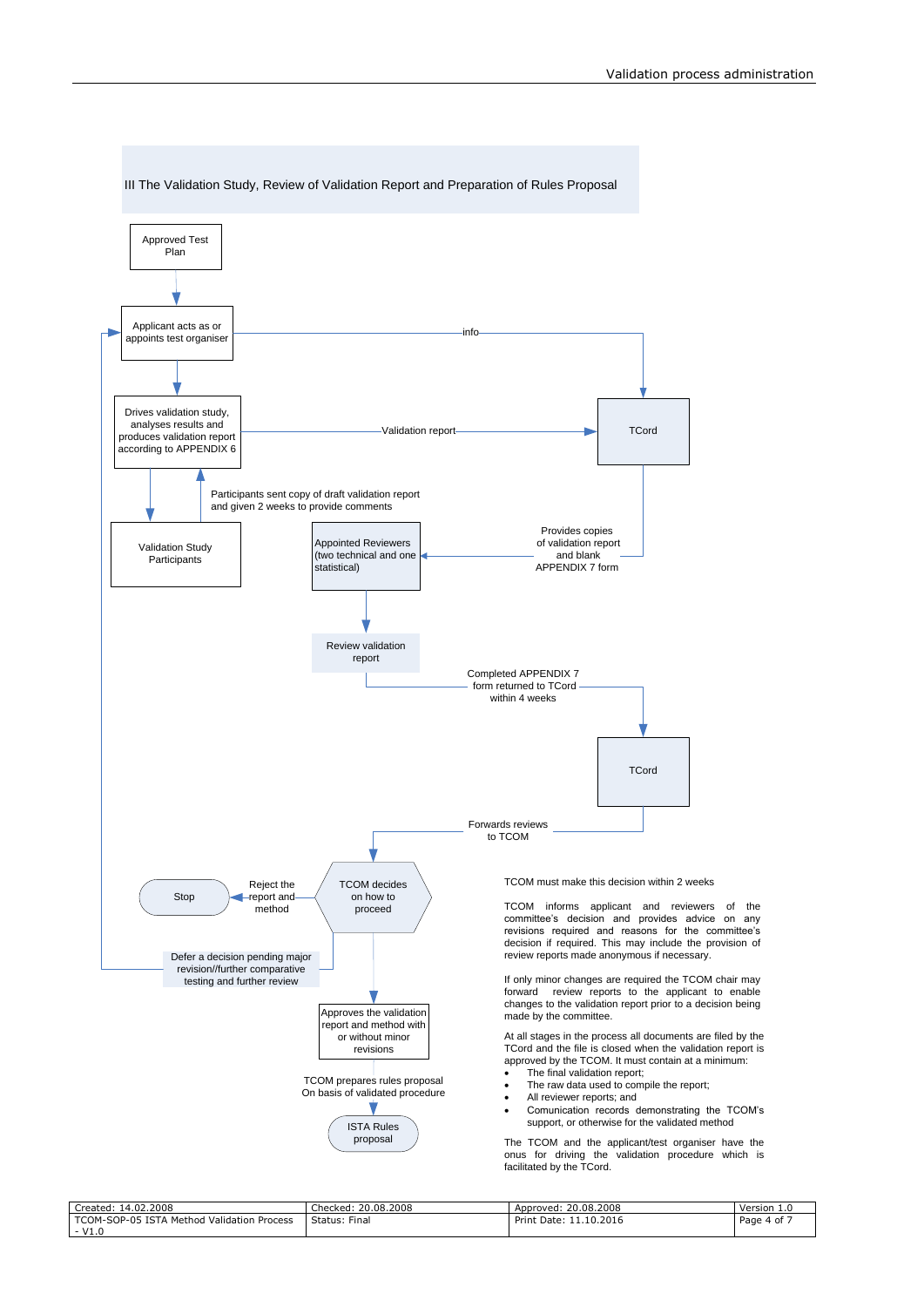## III The Validation Study, Review of Validation Report and Preparation of Rules Proposal

Approved Test Plan

Applicant acts as or appoints test organiser

info

TCord

Drives validation study, analyses results and produces validation report according to APPENDIX 6

Validation report

Participants sent copy of draft validation report and given 2 weeks to provide comments

Validation Study Participants

Appointed Reviewers (two technical and one statistical)

Provides copies of validation report and blank APPENDIX 7 form

Review validation report

Completed APPENDIX 7 form returned to TCord within 4 weeks

TCord

Forwards reviews to TCOM

Stop

Reject the report and method

TCOM decides on how to proceed

Defer a decision pending major revision//further comparative testing and further review

Approves the validation report and method with or without minor revisions

TCOM prepares rules proposal On basis of validated procedure

ISTA Rules proposal

TCOM must make this decision within 2 weeks

TCOM informs applicant and reviewers of the committee's decision and provides advice on any revisions required and reasons for the committee's decision if required. This may include the provision of review reports made anonymous if necessary.

If only minor changes are required the TCOM chair may forward review reports to the applicant to enable changes to the validation report prior to a decision being made by the committee.

At all stages in the process all documents are filed by the TCord and the file is closed when the validation report is approved by the TCOM. It must contain at a minimum:

- The final validation report;
- The raw data used to compile the report;
- All reviewer reports; and
- Comunication records demonstrating the TCOM's support, or otherwise for the validated method

The TCOM and the applicant/test organiser have the onus for driving the validation procedure which is facilitated by the TCord.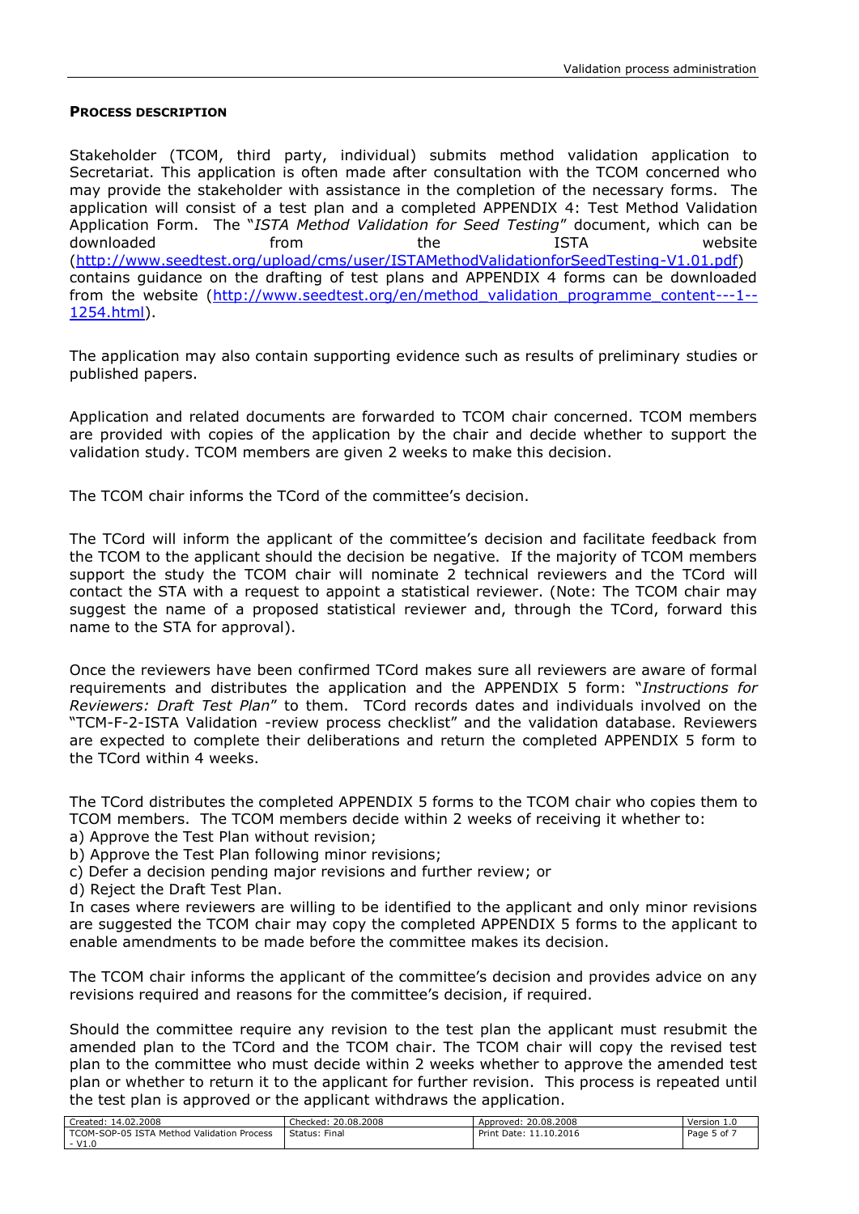**PROCESS DESCRIPTION**

Stakeholder (TCOM, third party, individual) submits method validation application to Secretariat. This application is often made after consultation with the TCOM concerned who may provide the stakeholder with assistance in the completion of the necessary forms. The application will consist of a test plan and a completed APPENDIX 4: Test Method Validation Application Form. The "*ISTA Method Validation for Seed Testing*" document, which can be downloaded from the ISTA website (http://www.seedtest.org/upload/cms/user/ISTAMethodValidationforSeedTesting-V1.01.pdf) contains guidance on the drafting of test plans and APPENDIX 4 forms can be downloaded from the website (http://www.seedtest.org/en/method_validation_programme_content---1--1254.html).

The application may also contain supporting evidence such as results of preliminary studies or published papers.

Application and related documents are forwarded to TCOM chair concerned. TCOM members are provided with copies of the application by the chair and decide whether to support the validation study. TCOM members are given 2 weeks to make this decision.

The TCOM chair informs the TCord of the committee's decision.

The TCord will inform the applicant of the committee's decision and facilitate feedback from the TCOM to the applicant should the decision be negative. If the majority of TCOM members support the study the TCOM chair will nominate 2 technical reviewers and the TCord will contact the STA with a request to appoint a statistical reviewer. (Note: The TCOM chair may suggest the name of a proposed statistical reviewer and, through the TCord, forward this name to the STA for approval).

Once the reviewers have been confirmed TCord makes sure all reviewers are aware of formal requirements and distributes the application and the APPENDIX 5 form: "*Instructions for Reviewers: Draft Test Plan*" to them. TCord records dates and individuals involved on the "TCM-F-2-ISTA Validation -review process checklist" and the validation database. Reviewers are expected to complete their deliberations and return the completed APPENDIX 5 form to the TCord within 4 weeks.

The TCord distributes the completed APPENDIX 5 forms to the TCOM chair who copies them to TCOM members. The TCOM members decide within 2 weeks of receiving it whether to:

a) Approve the Test Plan without revision;
b) Approve the Test Plan following minor revisions;
c) Defer a decision pending major revisions and further review; or
d) Reject the Draft Test Plan.

In cases where reviewers are willing to be identified to the applicant and only minor revisions are suggested the TCOM chair may copy the completed APPENDIX 5 forms to the applicant to enable amendments to be made before the committee makes its decision.

The TCOM chair informs the applicant of the committee's decision and provides advice on any revisions required and reasons for the committee's decision, if required.

Should the committee require any revision to the test plan the applicant must resubmit the amended plan to the TCord and the TCOM chair. The TCOM chair will copy the revised test plan to the committee who must decide within 2 weeks whether to approve the amended test plan or whether to return it to the applicant for further revision. This process is repeated until the test plan is approved or the applicant withdraws the application.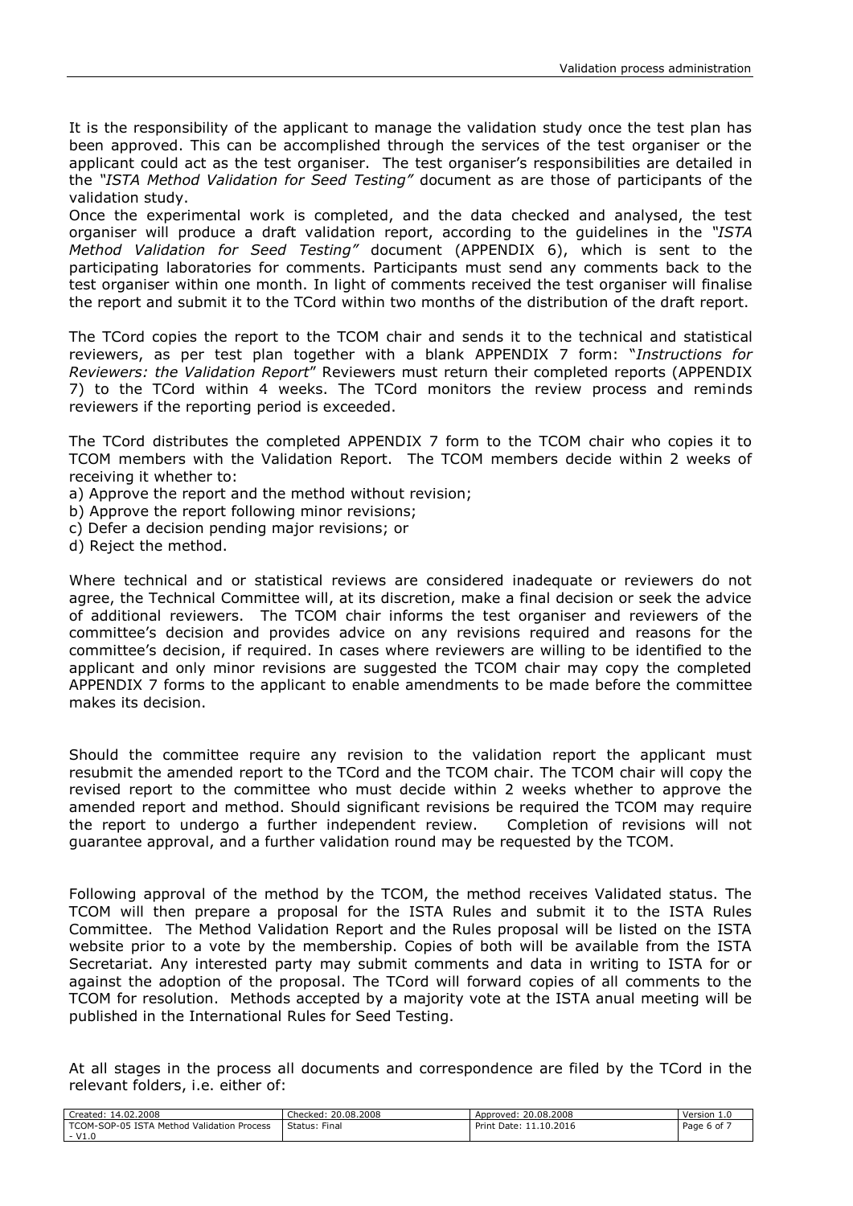It is the responsibility of the applicant to manage the validation study once the test plan has been approved. This can be accomplished through the services of the test organiser or the applicant could act as the test organiser. The test organiser's responsibilities are detailed in the *"ISTA Method Validation for Seed Testing"* document as are those of participants of the validation study.

Once the experimental work is completed, and the data checked and analysed, the test organiser will produce a draft validation report, according to the guidelines in the *"ISTA Method Validation for Seed Testing"* document (APPENDIX 6), which is sent to the participating laboratories for comments. Participants must send any comments back to the test organiser within one month. In light of comments received the test organiser will finalise the report and submit it to the TCord within two months of the distribution of the draft report.

The TCord copies the report to the TCOM chair and sends it to the technical and statistical reviewers, as per test plan together with a blank APPENDIX 7 form: "*Instructions for Reviewers: the Validation Report*" Reviewers must return their completed reports (APPENDIX 7) to the TCord within 4 weeks. The TCord monitors the review process and reminds reviewers if the reporting period is exceeded.

The TCord distributes the completed APPENDIX 7 form to the TCOM chair who copies it to TCOM members with the Validation Report. The TCOM members decide within 2 weeks of receiving it whether to:

a) Approve the report and the method without revision;
b) Approve the report following minor revisions;
c) Defer a decision pending major revisions; or
d) Reject the method.

Where technical and or statistical reviews are considered inadequate or reviewers do not agree, the Technical Committee will, at its discretion, make a final decision or seek the advice of additional reviewers. The TCOM chair informs the test organiser and reviewers of the committee's decision and provides advice on any revisions required and reasons for the committee's decision, if required. In cases where reviewers are willing to be identified to the applicant and only minor revisions are suggested the TCOM chair may copy the completed APPENDIX 7 forms to the applicant to enable amendments to be made before the committee makes its decision.

Should the committee require any revision to the validation report the applicant must resubmit the amended report to the TCord and the TCOM chair. The TCOM chair will copy the revised report to the committee who must decide within 2 weeks whether to approve the amended report and method. Should significant revisions be required the TCOM may require the report to undergo a further independent review. Completion of revisions will not guarantee approval, and a further validation round may be requested by the TCOM.

Following approval of the method by the TCOM, the method receives Validated status. The TCOM will then prepare a proposal for the ISTA Rules and submit it to the ISTA Rules Committee. The Method Validation Report and the Rules proposal will be listed on the ISTA website prior to a vote by the membership. Copies of both will be available from the ISTA Secretariat. Any interested party may submit comments and data in writing to ISTA for or against the adoption of the proposal. The TCord will forward copies of all comments to the TCOM for resolution. Methods accepted by a majority vote at the ISTA anual meeting will be published in the International Rules for Seed Testing.

At all stages in the process all documents and correspondence are filed by the TCord in the relevant folders, i.e. either of: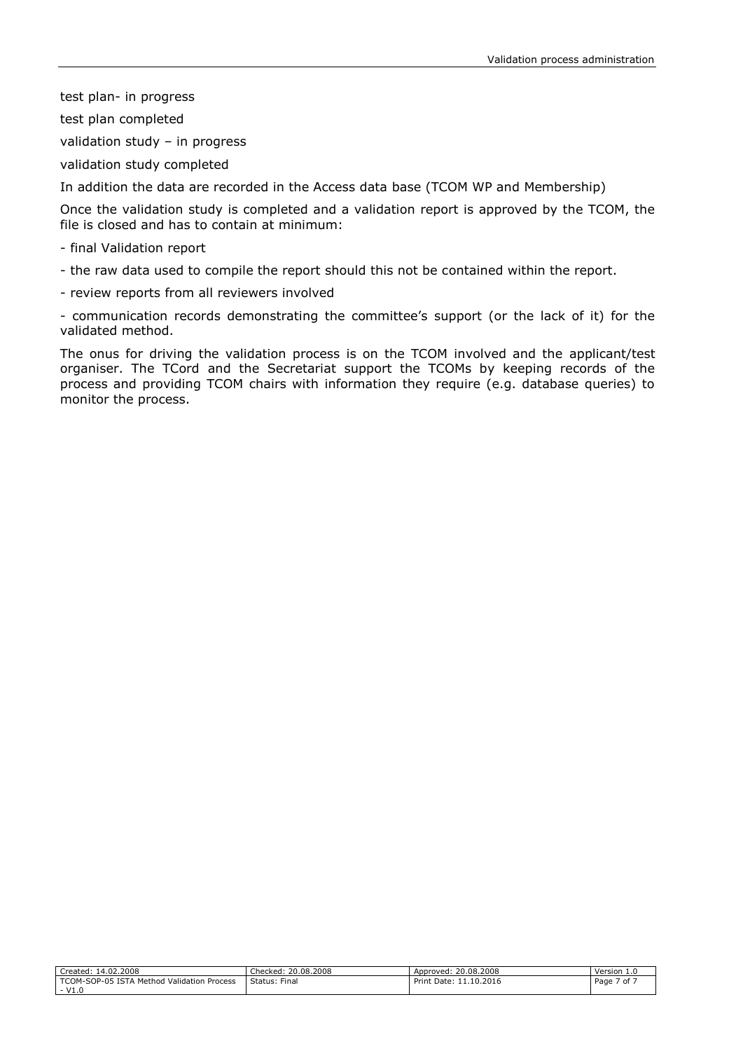test plan- in progress

test plan completed

validation study – in progress

validation study completed

In addition the data are recorded in the Access data base (TCOM WP and Membership)

Once the validation study is completed and a validation report is approved by the TCOM, the file is closed and has to contain at minimum:

- final Validation report

- the raw data used to compile the report should this not be contained within the report.

- review reports from all reviewers involved

- communication records demonstrating the committee's support (or the lack of it) for the validated method.

The onus for driving the validation process is on the TCOM involved and the applicant/test organiser. The TCord and the Secretariat support the TCOMs by keeping records of the process and providing TCOM chairs with information they require (e.g. database queries) to monitor the process.